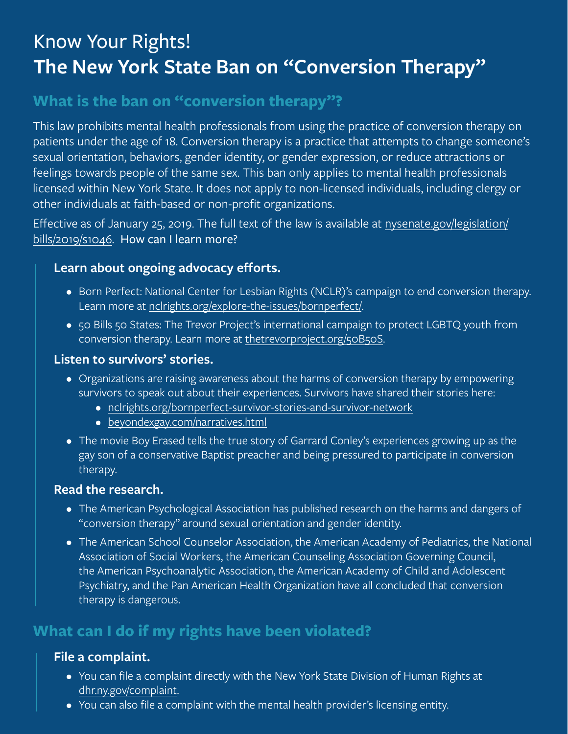# Know Your Rights!
# The New York State Ban on "Conversion Therapy"

## What is the ban on "conversion therapy"?

This law prohibits mental health professionals from using the practice of conversion therapy on patients under the age of 18. Conversion therapy is a practice that attempts to change someone's sexual orientation, behaviors, gender identity, or gender expression, or reduce attractions or feelings towards people of the same sex. This ban only applies to mental health professionals licensed within New York State. It does not apply to non-licensed individuals, including clergy or other individuals at faith-based or non-profit organizations.

Effective as of January 25, 2019. The full text of the law is available at nysenate.gov/legislation/bills/2019/s1046. How can I learn more?

### Learn about ongoing advocacy efforts.

- Born Perfect: National Center for Lesbian Rights (NCLR)'s campaign to end conversion therapy. Learn more at nclrights.org/explore-the-issues/bornperfect/.
- 50 Bills 50 States: The Trevor Project's international campaign to protect LGBTQ youth from conversion therapy. Learn more at thetrevorproject.org/50B50S.

### Listen to survivors' stories.

- Organizations are raising awareness about the harms of conversion therapy by empowering survivors to speak out about their experiences. Survivors have shared their stories here:
  - nclrights.org/bornperfect-survivor-stories-and-survivor-network
  - beyondexgay.com/narratives.html
- The movie Boy Erased tells the true story of Garrard Conley's experiences growing up as the gay son of a conservative Baptist preacher and being pressured to participate in conversion therapy.

### Read the research.

- The American Psychological Association has published research on the harms and dangers of "conversion therapy" around sexual orientation and gender identity.
- The American School Counselor Association, the American Academy of Pediatrics, the National Association of Social Workers, the American Counseling Association Governing Council, the American Psychoanalytic Association, the American Academy of Child and Adolescent Psychiatry, and the Pan American Health Organization have all concluded that conversion therapy is dangerous.

## What can I do if my rights have been violated?

### File a complaint.

- You can file a complaint directly with the New York State Division of Human Rights at dhr.ny.gov/complaint.
- You can also file a complaint with the mental health provider's licensing entity.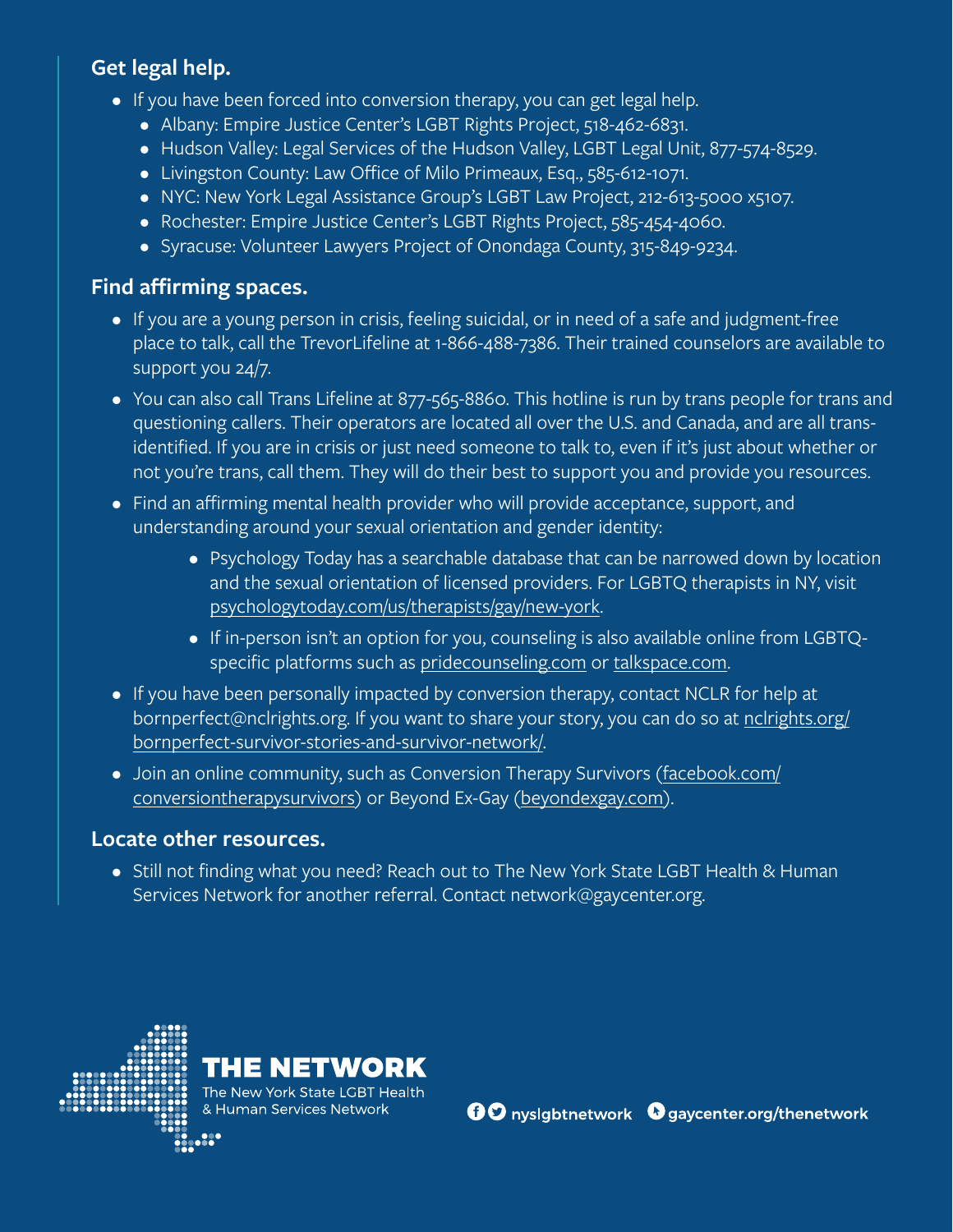## Get legal help.

- If you have been forced into conversion therapy, you can get legal help.
  - Albany: Empire Justice Center's LGBT Rights Project, 518-462-6831.
  - Hudson Valley: Legal Services of the Hudson Valley, LGBT Legal Unit, 877-574-8529.
  - Livingston County: Law Office of Milo Primeaux, Esq., 585-612-1071.
  - NYC: New York Legal Assistance Group's LGBT Law Project, 212-613-5000 x5107.
  - Rochester: Empire Justice Center's LGBT Rights Project, 585-454-4060.
  - Syracuse: Volunteer Lawyers Project of Onondaga County, 315-849-9234.

## Find affirming spaces.

- If you are a young person in crisis, feeling suicidal, or in need of a safe and judgment-free place to talk, call the TrevorLifeline at 1-866-488-7386. Their trained counselors are available to support you 24/7.
- You can also call Trans Lifeline at 877-565-8860. This hotline is run by trans people for trans and questioning callers. Their operators are located all over the U.S. and Canada, and are all trans-identified. If you are in crisis or just need someone to talk to, even if it's just about whether or not you're trans, call them. They will do their best to support you and provide you resources.
- Find an affirming mental health provider who will provide acceptance, support, and understanding around your sexual orientation and gender identity:
  - Psychology Today has a searchable database that can be narrowed down by location and the sexual orientation of licensed providers. For LGBTQ therapists in NY, visit psychologytoday.com/us/therapists/gay/new-york.
  - If in-person isn't an option for you, counseling is also available online from LGBTQ-specific platforms such as pridecounseling.com or talkspace.com.
- If you have been personally impacted by conversion therapy, contact NCLR for help at bornperfect@nclrights.org. If you want to share your story, you can do so at nclrights.org/bornperfect-survivor-stories-and-survivor-network/.
- Join an online community, such as Conversion Therapy Survivors (facebook.com/conversiontherapysurvivors) or Beyond Ex-Gay (beyondexgay.com).

## Locate other resources.

- Still not finding what you need? Reach out to The New York State LGBT Health & Human Services Network for another referral. Contact network@gaycenter.org.

**THE NETWORK**
The New York State LGBT Health & Human Services Network

nyslgbtnetwork gaycenter.org/thenetwork